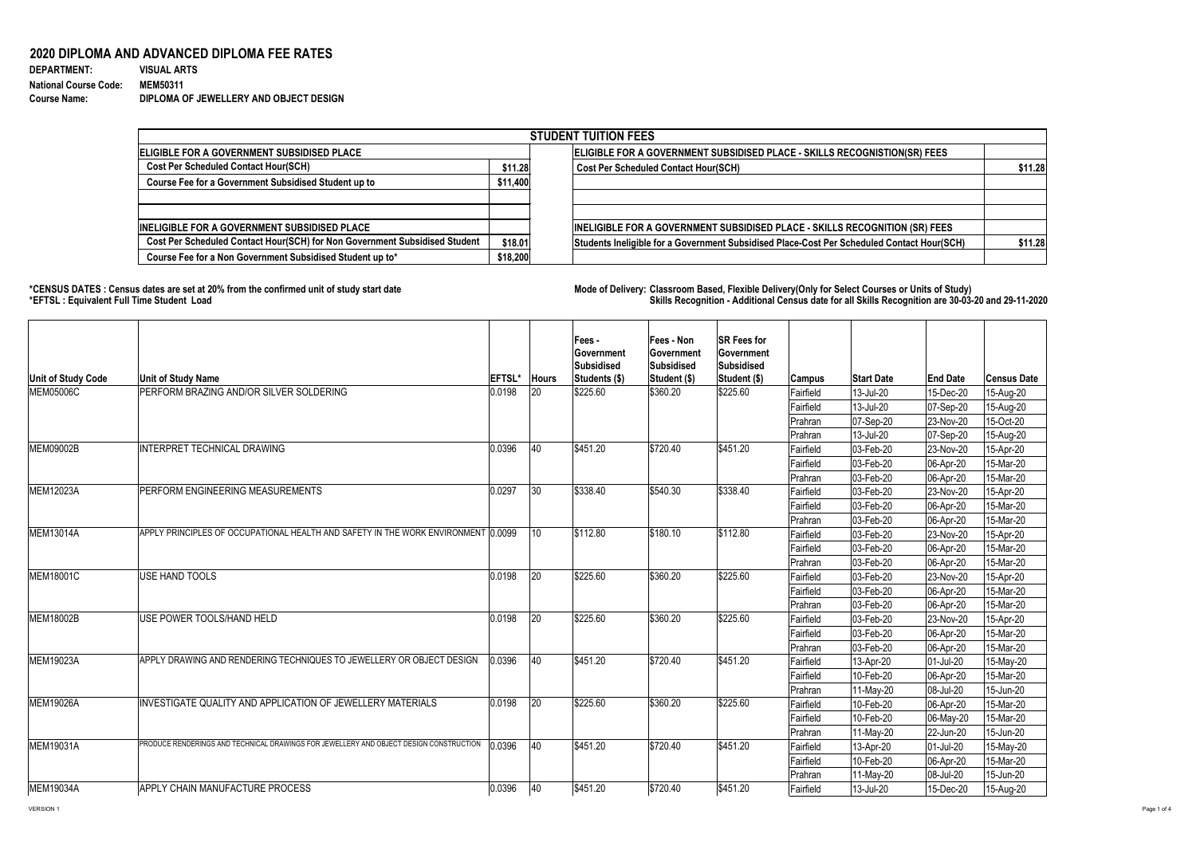# 2020 DIPLOMA AND ADVANCED DIPLOMA FEE RATES

**DEPARTMENT:** VISUAL ARTS
**National Course Code:** MEM50311
**Course Name:** DIPLOMA OF JEWELLERY AND OBJECT DESIGN

| STUDENT TUITION FEES | | | |
|---|---|---|---|
| **ELIGIBLE FOR A GOVERNMENT SUBSIDISED PLACE** | | **ELIGIBLE FOR A GOVERNMENT SUBSIDISED PLACE - SKILLS RECOGNISTION(SR) FEES** | |
| Cost Per Scheduled Contact Hour(SCH) | $11.28 | Cost Per Scheduled Contact Hour(SCH) | $11.28 |
| Course Fee for a Government Subsidised Student up to | $11,400 | | |
| | | | |
| | | | |
| **INELIGIBLE FOR A GOVERNMENT SUBSIDISED PLACE** | | **INELIGIBLE FOR A GOVERNMENT SUBSIDISED PLACE - SKILLS RECOGNITION (SR) FEES** | |
| Cost Per Scheduled Contact Hour(SCH) for Non Government Subsidised Student | $18.01 | Students Ineligible for a Government Subsidised Place-Cost Per Scheduled Contact Hour(SCH) | $11.28 |
| Course Fee for a Non Government Subsidised Student up to* | $18,200 | | |

**\*CENSUS DATES : Census dates are set at 20% from the confirmed unit of study start date**
**\*EFTSL : Equivalent Full Time Student Load**

**Mode of Delivery: Classroom Based, Flexible Delivery(Only for Select Courses or Units of Study)**
**Skills Recognition - Additional Census date for all Skills Recognition are 30-03-20 and 29-11-2020**

| Unit of Study Code | Unit of Study Name | EFTSL* | Hours | Fees - Government Subsidised Students ($) | Fees - Non Government Subsidised Student ($) | SR Fees for Government Subsidised Student ($) | Campus | Start Date | End Date | Census Date |
|---|---|---|---|---|---|---|---|---|---|---|
| MEM05006C | PERFORM BRAZING AND/OR SILVER SOLDERING | 0.0198 | 20 | $225.60 | $360.20 | $225.60 | Fairfield | 13-Jul-20 | 15-Dec-20 | 15-Aug-20 |
| | | | | | | | Fairfield | 13-Jul-20 | 07-Sep-20 | 15-Aug-20 |
| | | | | | | | Prahran | 07-Sep-20 | 23-Nov-20 | 15-Oct-20 |
| | | | | | | | Prahran | 13-Jul-20 | 07-Sep-20 | 15-Aug-20 |
| MEM09002B | INTERPRET TECHNICAL DRAWING | 0.0396 | 40 | $451.20 | $720.40 | $451.20 | Fairfield | 03-Feb-20 | 23-Nov-20 | 15-Apr-20 |
| | | | | | | | Fairfield | 03-Feb-20 | 06-Apr-20 | 15-Mar-20 |
| | | | | | | | Prahran | 03-Feb-20 | 06-Apr-20 | 15-Mar-20 |
| MEM12023A | PERFORM ENGINEERING MEASUREMENTS | 0.0297 | 30 | $338.40 | $540.30 | $338.40 | Fairfield | 03-Feb-20 | 23-Nov-20 | 15-Apr-20 |
| | | | | | | | Fairfield | 03-Feb-20 | 06-Apr-20 | 15-Mar-20 |
| | | | | | | | Prahran | 03-Feb-20 | 06-Apr-20 | 15-Mar-20 |
| MEM13014A | APPLY PRINCIPLES OF OCCUPATIONAL HEALTH AND SAFETY IN THE WORK ENVIRONMENT | 0.0099 | 10 | $112.80 | $180.10 | $112.80 | Fairfield | 03-Feb-20 | 23-Nov-20 | 15-Apr-20 |
| | | | | | | | Fairfield | 03-Feb-20 | 06-Apr-20 | 15-Mar-20 |
| | | | | | | | Prahran | 03-Feb-20 | 06-Apr-20 | 15-Mar-20 |
| MEM18001C | USE HAND TOOLS | 0.0198 | 20 | $225.60 | $360.20 | $225.60 | Fairfield | 03-Feb-20 | 23-Nov-20 | 15-Apr-20 |
| | | | | | | | Fairfield | 03-Feb-20 | 06-Apr-20 | 15-Mar-20 |
| | | | | | | | Prahran | 03-Feb-20 | 06-Apr-20 | 15-Mar-20 |
| MEM18002B | USE POWER TOOLS/HAND HELD | 0.0198 | 20 | $225.60 | $360.20 | $225.60 | Fairfield | 03-Feb-20 | 23-Nov-20 | 15-Apr-20 |
| | | | | | | | Fairfield | 03-Feb-20 | 06-Apr-20 | 15-Mar-20 |
| | | | | | | | Prahran | 03-Feb-20 | 06-Apr-20 | 15-Mar-20 |
| MEM19023A | APPLY DRAWING AND RENDERING TECHNIQUES TO JEWELLERY OR OBJECT DESIGN | 0.0396 | 40 | $451.20 | $720.40 | $451.20 | Fairfield | 13-Apr-20 | 01-Jul-20 | 15-May-20 |
| | | | | | | | Fairfield | 10-Feb-20 | 06-Apr-20 | 15-Mar-20 |
| | | | | | | | Prahran | 11-May-20 | 08-Jul-20 | 15-Jun-20 |
| MEM19026A | INVESTIGATE QUALITY AND APPLICATION OF JEWELLERY MATERIALS | 0.0198 | 20 | $225.60 | $360.20 | $225.60 | Fairfield | 10-Feb-20 | 06-Apr-20 | 15-Mar-20 |
| | | | | | | | Fairfield | 10-Feb-20 | 06-May-20 | 15-Mar-20 |
| | | | | | | | Prahran | 11-May-20 | 22-Jun-20 | 15-Jun-20 |
| MEM19031A | PRODUCE RENDERINGS AND TECHNICAL DRAWINGS FOR JEWELLERY AND OBJECT DESIGN CONSTRUCTION | 0.0396 | 40 | $451.20 | $720.40 | $451.20 | Fairfield | 13-Apr-20 | 01-Jul-20 | 15-May-20 |
| | | | | | | | Fairfield | 10-Feb-20 | 06-Apr-20 | 15-Mar-20 |
| | | | | | | | Prahran | 11-May-20 | 08-Jul-20 | 15-Jun-20 |
| MEM19034A | APPLY CHAIN MANUFACTURE PROCESS | 0.0396 | 40 | $451.20 | $720.40 | $451.20 | Fairfield | 13-Jul-20 | 15-Dec-20 | 15-Aug-20 |

VERSION 1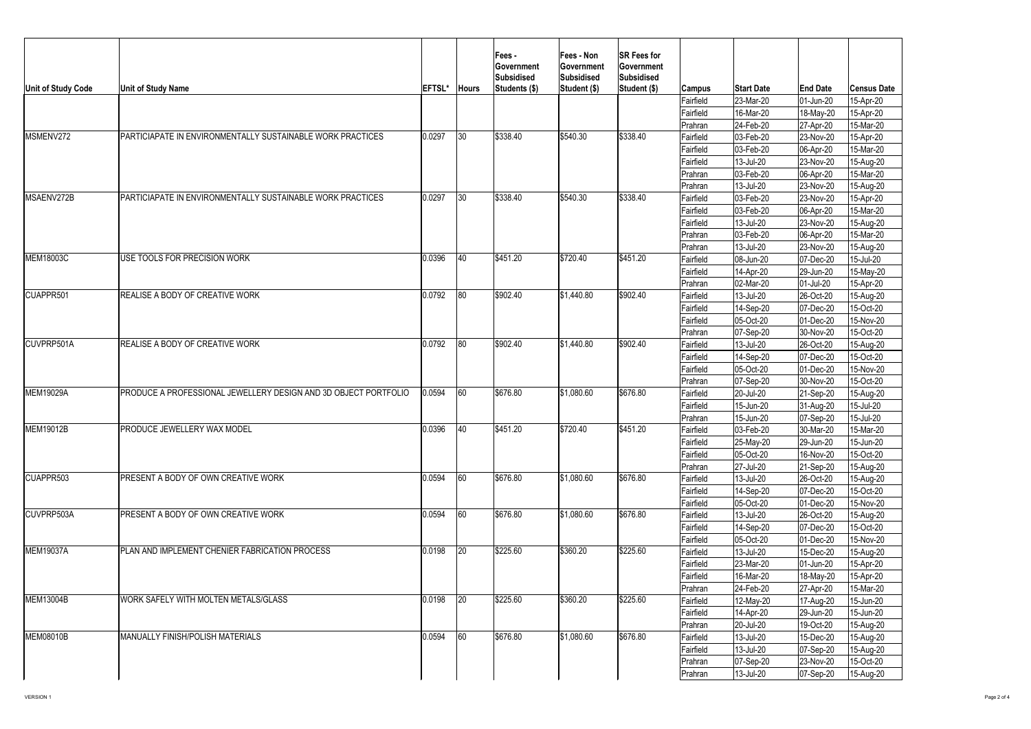| Unit of Study Code | Unit of Study Name | EFTSL* | Hours | Fees - Government Subsidised Students ($) | Fees - Non Government Subsidised Student ($) | SR Fees for Government Subsidised Student ($) | Campus | Start Date | End Date | Census Date |
|---|---|---|---|---|---|---|---|---|---|---|
| | | | | | | | Fairfield | 23-Mar-20 | 01-Jun-20 | 15-Apr-20 |
| | | | | | | | Fairfield | 16-Mar-20 | 18-May-20 | 15-Apr-20 |
| | | | | | | | Prahran | 24-Feb-20 | 27-Apr-20 | 15-Mar-20 |
| MSMENV272 | PARTICIAPATE IN ENVIRONMENTALLY SUSTAINABLE WORK PRACTICES | 0.0297 | 30 | $338.40 | $540.30 | $338.40 | Fairfield | 03-Feb-20 | 23-Nov-20 | 15-Apr-20 |
| | | | | | | | Fairfield | 03-Feb-20 | 06-Apr-20 | 15-Mar-20 |
| | | | | | | | Fairfield | 13-Jul-20 | 23-Nov-20 | 15-Aug-20 |
| | | | | | | | Prahran | 03-Feb-20 | 06-Apr-20 | 15-Mar-20 |
| | | | | | | | Prahran | 13-Jul-20 | 23-Nov-20 | 15-Aug-20 |
| MSAENV272B | PARTICIAPATE IN ENVIRONMENTALLY SUSTAINABLE WORK PRACTICES | 0.0297 | 30 | $338.40 | $540.30 | $338.40 | Fairfield | 03-Feb-20 | 23-Nov-20 | 15-Apr-20 |
| | | | | | | | Fairfield | 03-Feb-20 | 06-Apr-20 | 15-Mar-20 |
| | | | | | | | Fairfield | 13-Jul-20 | 23-Nov-20 | 15-Aug-20 |
| | | | | | | | Prahran | 03-Feb-20 | 06-Apr-20 | 15-Mar-20 |
| | | | | | | | Prahran | 13-Jul-20 | 23-Nov-20 | 15-Aug-20 |
| MEM18003C | USE TOOLS FOR PRECISION WORK | 0.0396 | 40 | $451.20 | $720.40 | $451.20 | Fairfield | 08-Jun-20 | 07-Dec-20 | 15-Jul-20 |
| | | | | | | | Fairfield | 14-Apr-20 | 29-Jun-20 | 15-May-20 |
| | | | | | | | Prahran | 02-Mar-20 | 01-Jul-20 | 15-Apr-20 |
| CUAPPR501 | REALISE A BODY OF CREATIVE WORK | 0.0792 | 80 | $902.40 | $1,440.80 | $902.40 | Fairfield | 13-Jul-20 | 26-Oct-20 | 15-Aug-20 |
| | | | | | | | Fairfield | 14-Sep-20 | 07-Dec-20 | 15-Oct-20 |
| | | | | | | | Fairfield | 05-Oct-20 | 01-Dec-20 | 15-Nov-20 |
| | | | | | | | Prahran | 07-Sep-20 | 30-Nov-20 | 15-Oct-20 |
| CUVPRP501A | REALISE A BODY OF CREATIVE WORK | 0.0792 | 80 | $902.40 | $1,440.80 | $902.40 | Fairfield | 13-Jul-20 | 26-Oct-20 | 15-Aug-20 |
| | | | | | | | Fairfield | 14-Sep-20 | 07-Dec-20 | 15-Oct-20 |
| | | | | | | | Fairfield | 05-Oct-20 | 01-Dec-20 | 15-Nov-20 |
| | | | | | | | Prahran | 07-Sep-20 | 30-Nov-20 | 15-Oct-20 |
| MEM19029A | PRODUCE A PROFESSIONAL JEWELLERY DESIGN AND 3D OBJECT PORTFOLIO | 0.0594 | 60 | $676.80 | $1,080.60 | $676.80 | Fairfield | 20-Jul-20 | 21-Sep-20 | 15-Aug-20 |
| | | | | | | | Fairfield | 15-Jun-20 | 31-Aug-20 | 15-Jul-20 |
| | | | | | | | Prahran | 15-Jun-20 | 07-Sep-20 | 15-Jul-20 |
| MEM19012B | PRODUCE JEWELLERY WAX MODEL | 0.0396 | 40 | $451.20 | $720.40 | $451.20 | Fairfield | 03-Feb-20 | 30-Mar-20 | 15-Mar-20 |
| | | | | | | | Fairfield | 25-May-20 | 29-Jun-20 | 15-Jun-20 |
| | | | | | | | Fairfield | 05-Oct-20 | 16-Nov-20 | 15-Oct-20 |
| | | | | | | | Prahran | 27-Jul-20 | 21-Sep-20 | 15-Aug-20 |
| CUAPPR503 | PRESENT A BODY OF OWN CREATIVE WORK | 0.0594 | 60 | $676.80 | $1,080.60 | $676.80 | Fairfield | 13-Jul-20 | 26-Oct-20 | 15-Aug-20 |
| | | | | | | | Fairfield | 14-Sep-20 | 07-Dec-20 | 15-Oct-20 |
| | | | | | | | Fairfield | 05-Oct-20 | 01-Dec-20 | 15-Nov-20 |
| CUVPRP503A | PRESENT A BODY OF OWN CREATIVE WORK | 0.0594 | 60 | $676.80 | $1,080.60 | $676.80 | Fairfield | 13-Jul-20 | 26-Oct-20 | 15-Aug-20 |
| | | | | | | | Fairfield | 14-Sep-20 | 07-Dec-20 | 15-Oct-20 |
| | | | | | | | Fairfield | 05-Oct-20 | 01-Dec-20 | 15-Nov-20 |
| MEM19037A | PLAN AND IMPLEMENT CHENIER FABRICATION PROCESS | 0.0198 | 20 | $225.60 | $360.20 | $225.60 | Fairfield | 13-Jul-20 | 15-Dec-20 | 15-Aug-20 |
| | | | | | | | Fairfield | 23-Mar-20 | 01-Jun-20 | 15-Apr-20 |
| | | | | | | | Fairfield | 16-Mar-20 | 18-May-20 | 15-Apr-20 |
| | | | | | | | Prahran | 24-Feb-20 | 27-Apr-20 | 15-Mar-20 |
| MEM13004B | WORK SAFELY WITH MOLTEN METALS/GLASS | 0.0198 | 20 | $225.60 | $360.20 | $225.60 | Fairfield | 12-May-20 | 17-Aug-20 | 15-Jun-20 |
| | | | | | | | Fairfield | 14-Apr-20 | 29-Jun-20 | 15-Jun-20 |
| | | | | | | | Prahran | 20-Jul-20 | 19-Oct-20 | 15-Aug-20 |
| MEM08010B | MANUALLY FINISH/POLISH MATERIALS | 0.0594 | 60 | $676.80 | $1,080.60 | $676.80 | Fairfield | 13-Jul-20 | 15-Dec-20 | 15-Aug-20 |
| | | | | | | | Fairfield | 13-Jul-20 | 07-Sep-20 | 15-Aug-20 |
| | | | | | | | Prahran | 07-Sep-20 | 23-Nov-20 | 15-Oct-20 |
| | | | | | | | Prahran | 13-Jul-20 | 07-Sep-20 | 15-Aug-20 |

VERSION 1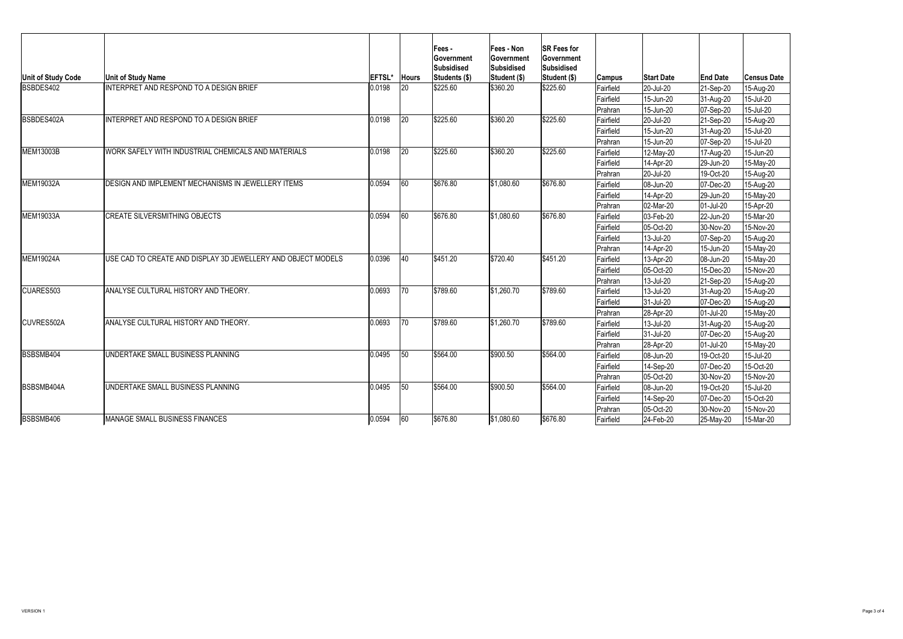| Unit of Study Code | Unit of Study Name | EFTSL* | Hours | Fees - Government Subsidised Students ($) | Fees - Non Government Subsidised Student ($) | SR Fees for Government Subsidised Student ($) | Campus | Start Date | End Date | Census Date |
|---|---|---|---|---|---|---|---|---|---|---|
| BSBDES402 | INTERPRET AND RESPOND TO A DESIGN BRIEF | 0.0198 | 20 | $225.60 | $360.20 | $225.60 | Fairfield | 20-Jul-20 | 21-Sep-20 | 15-Aug-20 |
| | | | | | | | Fairfield | 15-Jun-20 | 31-Aug-20 | 15-Jul-20 |
| | | | | | | | Prahran | 15-Jun-20 | 07-Sep-20 | 15-Jul-20 |
| BSBDES402A | INTERPRET AND RESPOND TO A DESIGN BRIEF | 0.0198 | 20 | $225.60 | $360.20 | $225.60 | Fairfield | 20-Jul-20 | 21-Sep-20 | 15-Aug-20 |
| | | | | | | | Fairfield | 15-Jun-20 | 31-Aug-20 | 15-Jul-20 |
| | | | | | | | Prahran | 15-Jun-20 | 07-Sep-20 | 15-Jul-20 |
| MEM13003B | WORK SAFELY WITH INDUSTRIAL CHEMICALS AND MATERIALS | 0.0198 | 20 | $225.60 | $360.20 | $225.60 | Fairfield | 12-May-20 | 17-Aug-20 | 15-Jun-20 |
| | | | | | | | Fairfield | 14-Apr-20 | 29-Jun-20 | 15-May-20 |
| | | | | | | | Prahran | 20-Jul-20 | 19-Oct-20 | 15-Aug-20 |
| MEM19032A | DESIGN AND IMPLEMENT MECHANISMS IN JEWELLERY ITEMS | 0.0594 | 60 | $676.80 | $1,080.60 | $676.80 | Fairfield | 08-Jun-20 | 07-Dec-20 | 15-Aug-20 |
| | | | | | | | Fairfield | 14-Apr-20 | 29-Jun-20 | 15-May-20 |
| | | | | | | | Prahran | 02-Mar-20 | 01-Jul-20 | 15-Apr-20 |
| MEM19033A | CREATE SILVERSMITHING OBJECTS | 0.0594 | 60 | $676.80 | $1,080.60 | $676.80 | Fairfield | 03-Feb-20 | 22-Jun-20 | 15-Mar-20 |
| | | | | | | | Fairfield | 05-Oct-20 | 30-Nov-20 | 15-Nov-20 |
| | | | | | | | Fairfield | 13-Jul-20 | 07-Sep-20 | 15-Aug-20 |
| | | | | | | | Prahran | 14-Apr-20 | 15-Jun-20 | 15-May-20 |
| MEM19024A | USE CAD TO CREATE AND DISPLAY 3D JEWELLERY AND OBJECT MODELS | 0.0396 | 40 | $451.20 | $720.40 | $451.20 | Fairfield | 13-Apr-20 | 08-Jun-20 | 15-May-20 |
| | | | | | | | Fairfield | 05-Oct-20 | 15-Dec-20 | 15-Nov-20 |
| | | | | | | | Prahran | 13-Jul-20 | 21-Sep-20 | 15-Aug-20 |
| CUARES503 | ANALYSE CULTURAL HISTORY AND THEORY. | 0.0693 | 70 | $789.60 | $1,260.70 | $789.60 | Fairfield | 13-Jul-20 | 31-Aug-20 | 15-Aug-20 |
| | | | | | | | Fairfield | 31-Jul-20 | 07-Dec-20 | 15-Aug-20 |
| | | | | | | | Prahran | 28-Apr-20 | 01-Jul-20 | 15-May-20 |
| CUVRES502A | ANALYSE CULTURAL HISTORY AND THEORY. | 0.0693 | 70 | $789.60 | $1,260.70 | $789.60 | Fairfield | 13-Jul-20 | 31-Aug-20 | 15-Aug-20 |
| | | | | | | | Fairfield | 31-Jul-20 | 07-Dec-20 | 15-Aug-20 |
| | | | | | | | Prahran | 28-Apr-20 | 01-Jul-20 | 15-May-20 |
| BSBSMB404 | UNDERTAKE SMALL BUSINESS PLANNING | 0.0495 | 50 | $564.00 | $900.50 | $564.00 | Fairfield | 08-Jun-20 | 19-Oct-20 | 15-Jul-20 |
| | | | | | | | Fairfield | 14-Sep-20 | 07-Dec-20 | 15-Oct-20 |
| | | | | | | | Prahran | 05-Oct-20 | 30-Nov-20 | 15-Nov-20 |
| BSBSMB404A | UNDERTAKE SMALL BUSINESS PLANNING | 0.0495 | 50 | $564.00 | $900.50 | $564.00 | Fairfield | 08-Jun-20 | 19-Oct-20 | 15-Jul-20 |
| | | | | | | | Fairfield | 14-Sep-20 | 07-Dec-20 | 15-Oct-20 |
| | | | | | | | Prahran | 05-Oct-20 | 30-Nov-20 | 15-Nov-20 |
| BSBSMB406 | MANAGE SMALL BUSINESS FINANCES | 0.0594 | 60 | $676.80 | $1,080.60 | $676.80 | Fairfield | 24-Feb-20 | 25-May-20 | 15-Mar-20 |

VERSION 1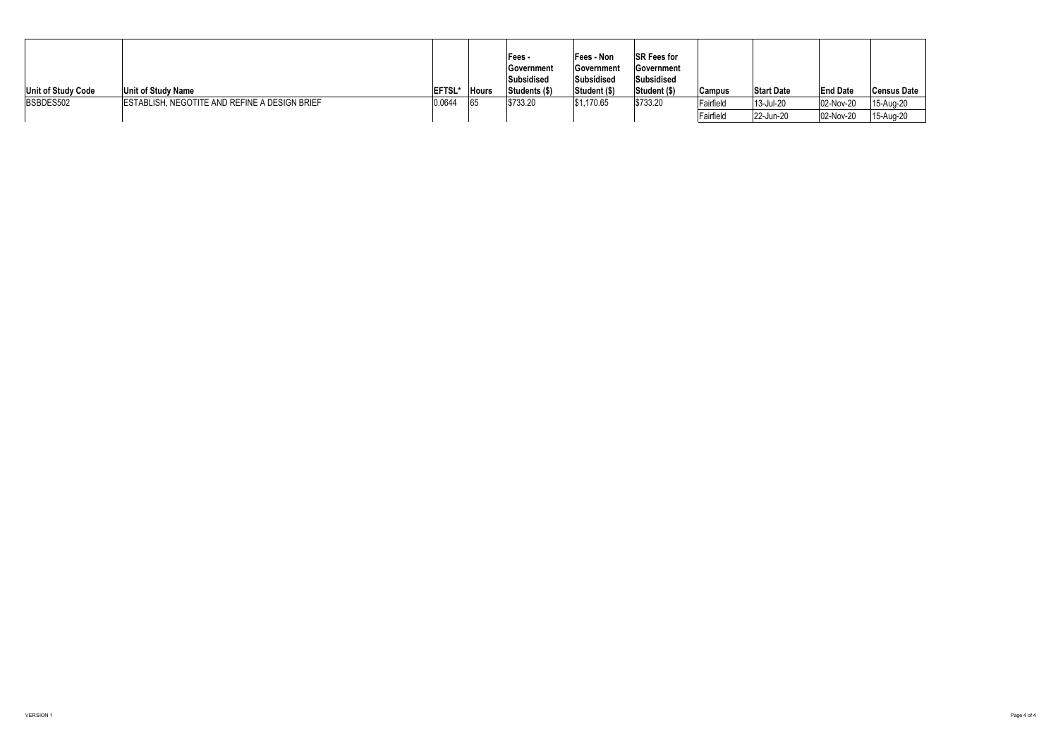| Unit of Study Code | Unit of Study Name | EFTSL* | Hours | Fees - Government Subsidised Students ($) | Fees - Non Government Subsidised Student ($) | SR Fees for Government Subsidised Student ($) | Campus | Start Date | End Date | Census Date |
|---|---|---|---|---|---|---|---|---|---|---|
| BSBDES502 | ESTABLISH, NEGOTITE AND REFINE A DESIGN BRIEF | 0.0644 | 65 | $733.20 | $1,170.65 | $733.20 | Fairfield | 13-Jul-20 | 02-Nov-20 | 15-Aug-20 |
| | | | | | | | Fairfield | 22-Jun-20 | 02-Nov-20 | 15-Aug-20 |

VERSION 1